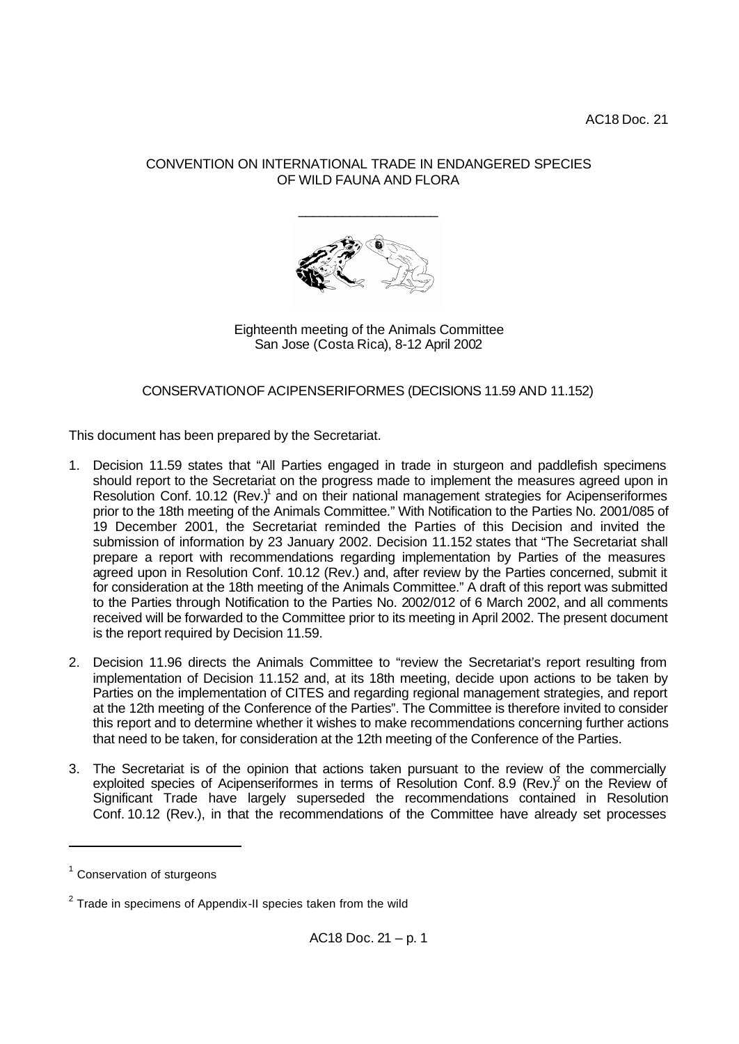AC18 Doc. 21

CONVENTION ON INTERNATIONAL TRADE IN ENDANGERED SPECIES OF WILD FAUNA AND FLORA

\_\_\_\_\_\_\_\_\_\_\_\_\_\_\_\_\_\_\_\_

Eighteenth meeting of the Animals Committee
San Jose (Costa Rica), 8-12 April 2002

CONSERVATION OF ACIPENSERIFORMES (DECISIONS 11.59 AND 11.152)

This document has been prepared by the Secretariat.

1. Decision 11.59 states that "All Parties engaged in trade in sturgeon and paddlefish specimens should report to the Secretariat on the progress made to implement the measures agreed upon in Resolution Conf. 10.12 (Rev.)[1] and on their national management strategies for Acipenseriformes prior to the 18th meeting of the Animals Committee." With Notification to the Parties No. 2001/085 of 19 December 2001, the Secretariat reminded the Parties of this Decision and invited the submission of information by 23 January 2002. Decision 11.152 states that "The Secretariat shall prepare a report with recommendations regarding implementation by Parties of the measures agreed upon in Resolution Conf. 10.12 (Rev.) and, after review by the Parties concerned, submit it for consideration at the 18th meeting of the Animals Committee." A draft of this report was submitted to the Parties through Notification to the Parties No. 2002/012 of 6 March 2002, and all comments received will be forwarded to the Committee prior to its meeting in April 2002. The present document is the report required by Decision 11.59.

2. Decision 11.96 directs the Animals Committee to "review the Secretariat's report resulting from implementation of Decision 11.152 and, at its 18th meeting, decide upon actions to be taken by Parties on the implementation of CITES and regarding regional management strategies, and report at the 12th meeting of the Conference of the Parties". The Committee is therefore invited to consider this report and to determine whether it wishes to make recommendations concerning further actions that need to be taken, for consideration at the 12th meeting of the Conference of the Parties.

3. The Secretariat is of the opinion that actions taken pursuant to the review of the commercially exploited species of Acipenseriformes in terms of Resolution Conf. 8.9 (Rev.)[2] on the Review of Significant Trade have largely superseded the recommendations contained in Resolution Conf. 10.12 (Rev.), in that the recommendations of the Committee have already set processes

[1] Conservation of sturgeons

[2] Trade in specimens of Appendix-II species taken from the wild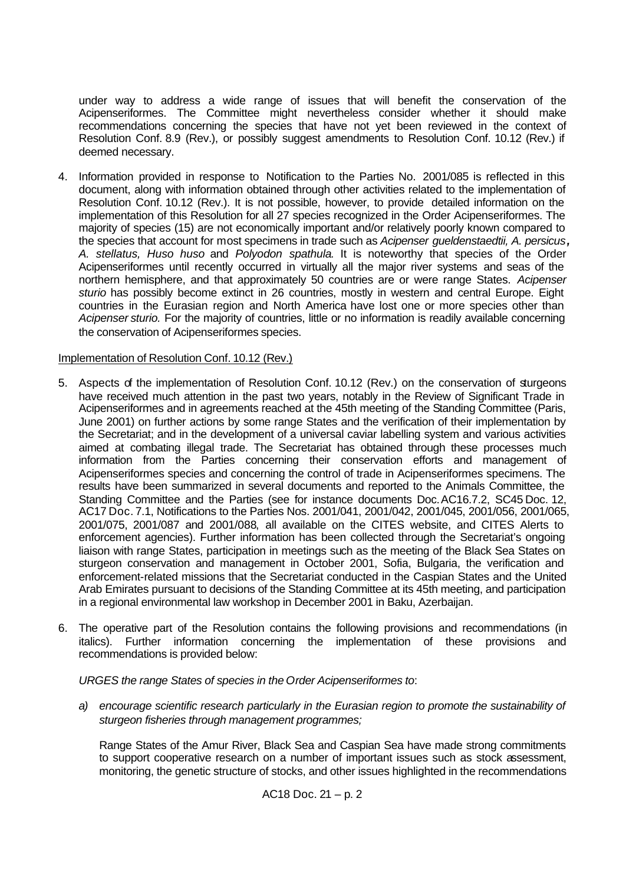under way to address a wide range of issues that will benefit the conservation of the Acipenseriformes. The Committee might nevertheless consider whether it should make recommendations concerning the species that have not yet been reviewed in the context of Resolution Conf. 8.9 (Rev.), or possibly suggest amendments to Resolution Conf. 10.12 (Rev.) if deemed necessary.

4. Information provided in response to Notification to the Parties No. 2001/085 is reflected in this document, along with information obtained through other activities related to the implementation of Resolution Conf. 10.12 (Rev.). It is not possible, however, to provide detailed information on the implementation of this Resolution for all 27 species recognized in the Order Acipenseriformes. The majority of species (15) are not economically important and/or relatively poorly known compared to the species that account for most specimens in trade such as *Acipenser gueldenstaedtii, A. persicus, A. stellatus, Huso huso* and *Polyodon spathula*. It is noteworthy that species of the Order Acipenseriformes until recently occurred in virtually all the major river systems and seas of the northern hemisphere, and that approximately 50 countries are or were range States. *Acipenser sturio* has possibly become extinct in 26 countries, mostly in western and central Europe. Eight countries in the Eurasian region and North America have lost one or more species other than *Acipenser sturio.* For the majority of countries, little or no information is readily available concerning the conservation of Acipenseriformes species.

Implementation of Resolution Conf. 10.12 (Rev.)

5. Aspects of the implementation of Resolution Conf. 10.12 (Rev.) on the conservation of sturgeons have received much attention in the past two years, notably in the Review of Significant Trade in Acipenseriformes and in agreements reached at the 45th meeting of the Standing Committee (Paris, June 2001) on further actions by some range States and the verification of their implementation by the Secretariat; and in the development of a universal caviar labelling system and various activities aimed at combating illegal trade. The Secretariat has obtained through these processes much information from the Parties concerning their conservation efforts and management of Acipenseriformes species and concerning the control of trade in Acipenseriformes specimens. The results have been summarized in several documents and reported to the Animals Committee, the Standing Committee and the Parties (see for instance documents Doc. AC16.7.2, SC45 Doc. 12, AC17 Doc. 7.1, Notifications to the Parties Nos. 2001/041, 2001/042, 2001/045, 2001/056, 2001/065, 2001/075, 2001/087 and 2001/088, all available on the CITES website, and CITES Alerts to enforcement agencies). Further information has been collected through the Secretariat's ongoing liaison with range States, participation in meetings such as the meeting of the Black Sea States on sturgeon conservation and management in October 2001, Sofia, Bulgaria, the verification and enforcement-related missions that the Secretariat conducted in the Caspian States and the United Arab Emirates pursuant to decisions of the Standing Committee at its 45th meeting, and participation in a regional environmental law workshop in December 2001 in Baku, Azerbaijan.

6. The operative part of the Resolution contains the following provisions and recommendations (in italics). Further information concerning the implementation of these provisions and recommendations is provided below:

   *URGES the range States of species in the Order Acipenseriformes to*:

   *a) encourage scientific research particularly in the Eurasian region to promote the sustainability of sturgeon fisheries through management programmes;*

   Range States of the Amur River, Black Sea and Caspian Sea have made strong commitments to support cooperative research on a number of important issues such as stock assessment, monitoring, the genetic structure of stocks, and other issues highlighted in the recommendations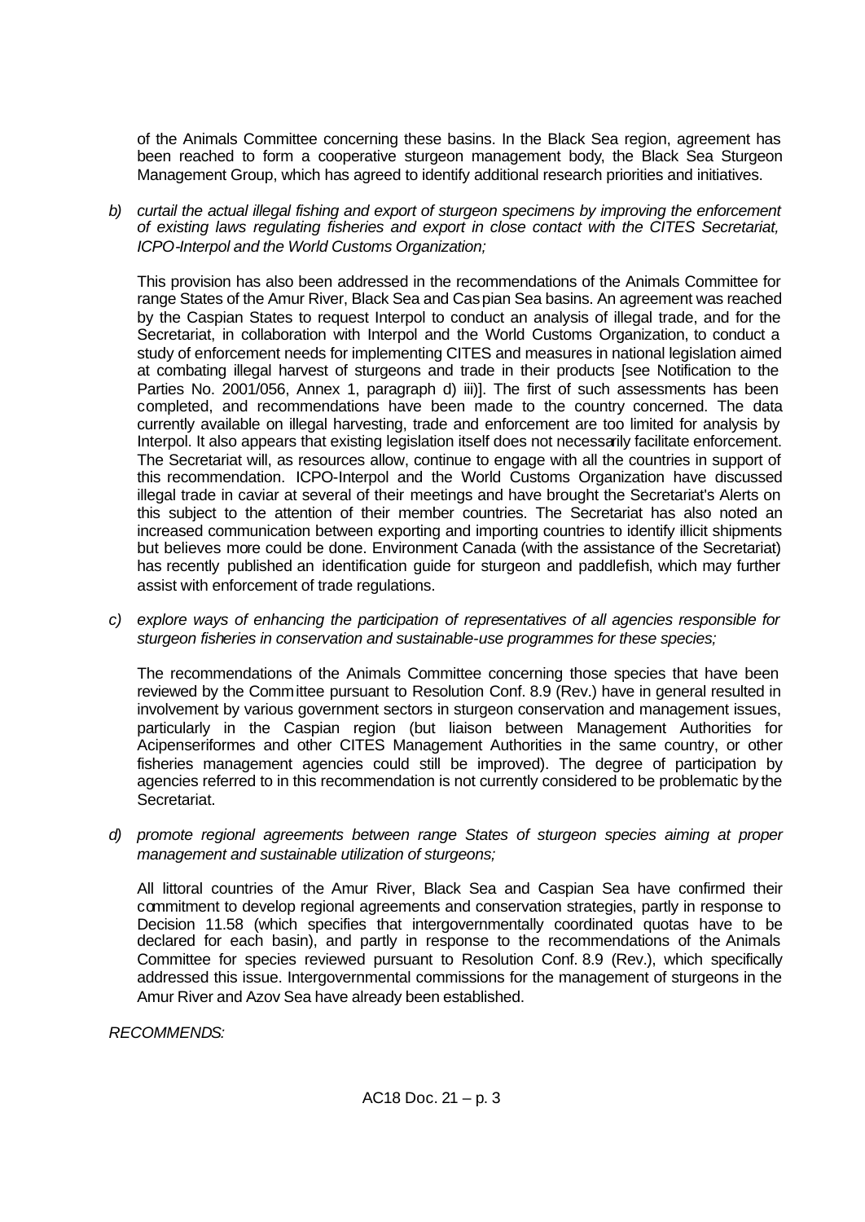of the Animals Committee concerning these basins. In the Black Sea region, agreement has been reached to form a cooperative sturgeon management body, the Black Sea Sturgeon Management Group, which has agreed to identify additional research priorities and initiatives.

*b) curtail the actual illegal fishing and export of sturgeon specimens by improving the enforcement of existing laws regulating fisheries and export in close contact with the CITES Secretariat, ICPO-Interpol and the World Customs Organization;*

This provision has also been addressed in the recommendations of the Animals Committee for range States of the Amur River, Black Sea and Caspian Sea basins. An agreement was reached by the Caspian States to request Interpol to conduct an analysis of illegal trade, and for the Secretariat, in collaboration with Interpol and the World Customs Organization, to conduct a study of enforcement needs for implementing CITES and measures in national legislation aimed at combating illegal harvest of sturgeons and trade in their products [see Notification to the Parties No. 2001/056, Annex 1, paragraph d) iii)]. The first of such assessments has been completed, and recommendations have been made to the country concerned. The data currently available on illegal harvesting, trade and enforcement are too limited for analysis by Interpol. It also appears that existing legislation itself does not necessarily facilitate enforcement. The Secretariat will, as resources allow, continue to engage with all the countries in support of this recommendation. ICPO-Interpol and the World Customs Organization have discussed illegal trade in caviar at several of their meetings and have brought the Secretariat's Alerts on this subject to the attention of their member countries. The Secretariat has also noted an increased communication between exporting and importing countries to identify illicit shipments but believes more could be done. Environment Canada (with the assistance of the Secretariat) has recently published an identification guide for sturgeon and paddlefish, which may further assist with enforcement of trade regulations.

*c) explore ways of enhancing the participation of representatives of all agencies responsible for sturgeon fisheries in conservation and sustainable-use programmes for these species;*

The recommendations of the Animals Committee concerning those species that have been reviewed by the Committee pursuant to Resolution Conf. 8.9 (Rev.) have in general resulted in involvement by various government sectors in sturgeon conservation and management issues, particularly in the Caspian region (but liaison between Management Authorities for Acipenseriformes and other CITES Management Authorities in the same country, or other fisheries management agencies could still be improved). The degree of participation by agencies referred to in this recommendation is not currently considered to be problematic by the Secretariat.

*d) promote regional agreements between range States of sturgeon species aiming at proper management and sustainable utilization of sturgeons;*

All littoral countries of the Amur River, Black Sea and Caspian Sea have confirmed their commitment to develop regional agreements and conservation strategies, partly in response to Decision 11.58 (which specifies that intergovernmentally coordinated quotas have to be declared for each basin), and partly in response to the recommendations of the Animals Committee for species reviewed pursuant to Resolution Conf. 8.9 (Rev.), which specifically addressed this issue. Intergovernmental commissions for the management of sturgeons in the Amur River and Azov Sea have already been established.

*RECOMMENDS:*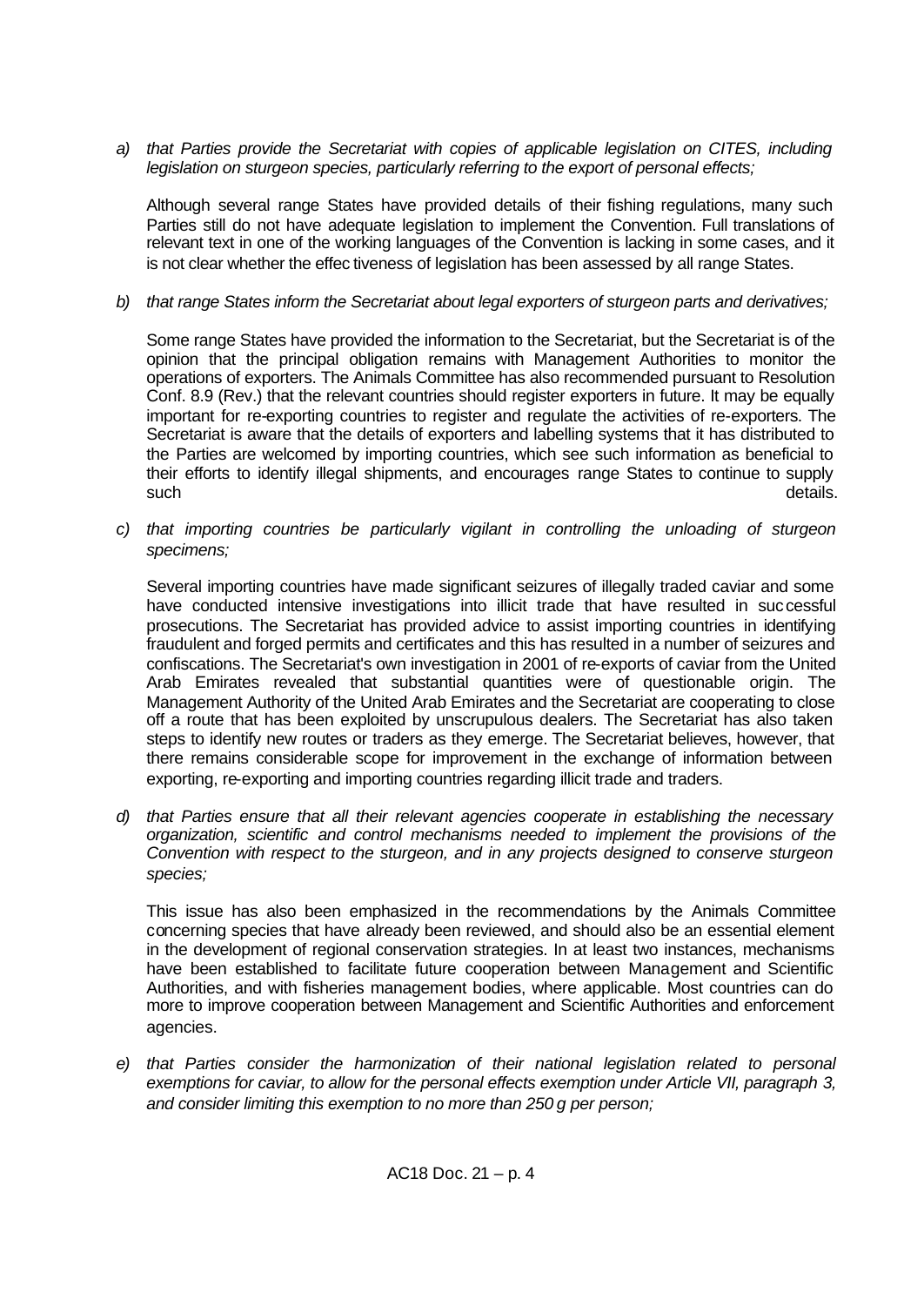a) *that Parties provide the Secretariat with copies of applicable legislation on CITES, including legislation on sturgeon species, particularly referring to the export of personal effects;*

   Although several range States have provided details of their fishing regulations, many such Parties still do not have adequate legislation to implement the Convention. Full translations of relevant text in one of the working languages of the Convention is lacking in some cases, and it is not clear whether the effectiveness of legislation has been assessed by all range States.

b) *that range States inform the Secretariat about legal exporters of sturgeon parts and derivatives;*

   Some range States have provided the information to the Secretariat, but the Secretariat is of the opinion that the principal obligation remains with Management Authorities to monitor the operations of exporters. The Animals Committee has also recommended pursuant to Resolution Conf. 8.9 (Rev.) that the relevant countries should register exporters in future. It may be equally important for re-exporting countries to register and regulate the activities of re-exporters. The Secretariat is aware that the details of exporters and labelling systems that it has distributed to the Parties are welcomed by importing countries, which see such information as beneficial to their efforts to identify illegal shipments, and encourages range States to continue to supply such details.

c) *that importing countries be particularly vigilant in controlling the unloading of sturgeon specimens;*

   Several importing countries have made significant seizures of illegally traded caviar and some have conducted intensive investigations into illicit trade that have resulted in successful prosecutions. The Secretariat has provided advice to assist importing countries in identifying fraudulent and forged permits and certificates and this has resulted in a number of seizures and confiscations. The Secretariat's own investigation in 2001 of re-exports of caviar from the United Arab Emirates revealed that substantial quantities were of questionable origin. The Management Authority of the United Arab Emirates and the Secretariat are cooperating to close off a route that has been exploited by unscrupulous dealers. The Secretariat has also taken steps to identify new routes or traders as they emerge. The Secretariat believes, however, that there remains considerable scope for improvement in the exchange of information between exporting, re-exporting and importing countries regarding illicit trade and traders.

d) *that Parties ensure that all their relevant agencies cooperate in establishing the necessary organization, scientific and control mechanisms needed to implement the provisions of the Convention with respect to the sturgeon, and in any projects designed to conserve sturgeon species;*

   This issue has also been emphasized in the recommendations by the Animals Committee concerning species that have already been reviewed, and should also be an essential element in the development of regional conservation strategies. In at least two instances, mechanisms have been established to facilitate future cooperation between Management and Scientific Authorities, and with fisheries management bodies, where applicable. Most countries can do more to improve cooperation between Management and Scientific Authorities and enforcement agencies.

e) *that Parties consider the harmonization of their national legislation related to personal exemptions for caviar, to allow for the personal effects exemption under Article VII, paragraph 3, and consider limiting this exemption to no more than 250 g per person;*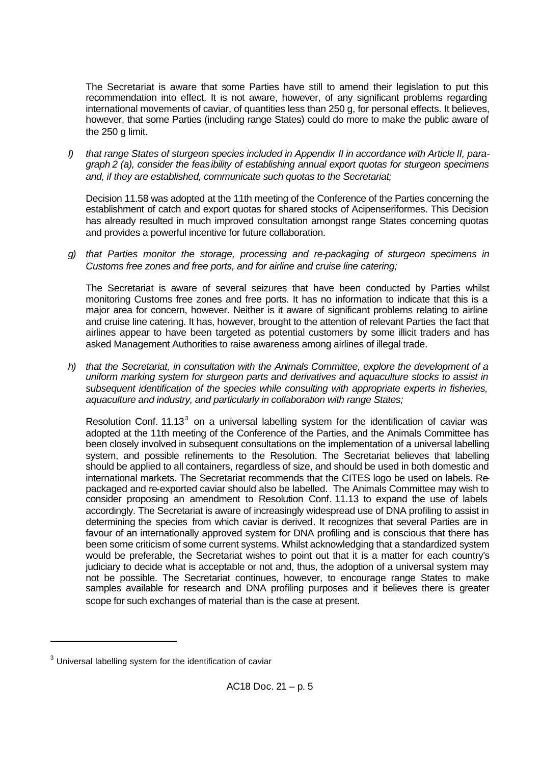The Secretariat is aware that some Parties have still to amend their legislation to put this recommendation into effect. It is not aware, however, of any significant problems regarding international movements of caviar, of quantities less than 250 g, for personal effects. It believes, however, that some Parties (including range States) could do more to make the public aware of the 250 g limit.

*f) that range States of sturgeon species included in Appendix II in accordance with Article II, paragraph 2 (a), consider the feasibility of establishing annual export quotas for sturgeon specimens and, if they are established, communicate such quotas to the Secretariat;*

Decision 11.58 was adopted at the 11th meeting of the Conference of the Parties concerning the establishment of catch and export quotas for shared stocks of Acipenseriformes. This Decision has already resulted in much improved consultation amongst range States concerning quotas and provides a powerful incentive for future collaboration.

*g) that Parties monitor the storage, processing and re-packaging of sturgeon specimens in Customs free zones and free ports, and for airline and cruise line catering;*

The Secretariat is aware of several seizures that have been conducted by Parties whilst monitoring Customs free zones and free ports. It has no information to indicate that this is a major area for concern, however. Neither is it aware of significant problems relating to airline and cruise line catering. It has, however, brought to the attention of relevant Parties the fact that airlines appear to have been targeted as potential customers by some illicit traders and has asked Management Authorities to raise awareness among airlines of illegal trade.

*h) that the Secretariat, in consultation with the Animals Committee, explore the development of a uniform marking system for sturgeon parts and derivatives and aquaculture stocks to assist in subsequent identification of the species while consulting with appropriate experts in fisheries, aquaculture and industry, and particularly in collaboration with range States;*

Resolution Conf. 11.13[3] on a universal labelling system for the identification of caviar was adopted at the 11th meeting of the Conference of the Parties, and the Animals Committee has been closely involved in subsequent consultations on the implementation of a universal labelling system, and possible refinements to the Resolution. The Secretariat believes that labelling should be applied to all containers, regardless of size, and should be used in both domestic and international markets. The Secretariat recommends that the CITES logo be used on labels. Re-packaged and re-exported caviar should also be labelled. The Animals Committee may wish to consider proposing an amendment to Resolution Conf. 11.13 to expand the use of labels accordingly. The Secretariat is aware of increasingly widespread use of DNA profiling to assist in determining the species from which caviar is derived. It recognizes that several Parties are in favour of an internationally approved system for DNA profiling and is conscious that there has been some criticism of some current systems. Whilst acknowledging that a standardized system would be preferable, the Secretariat wishes to point out that it is a matter for each country's judiciary to decide what is acceptable or not and, thus, the adoption of a universal system may not be possible. The Secretariat continues, however, to encourage range States to make samples available for research and DNA profiling purposes and it believes there is greater scope for such exchanges of material than is the case at present.

---

[3] Universal labelling system for the identification of caviar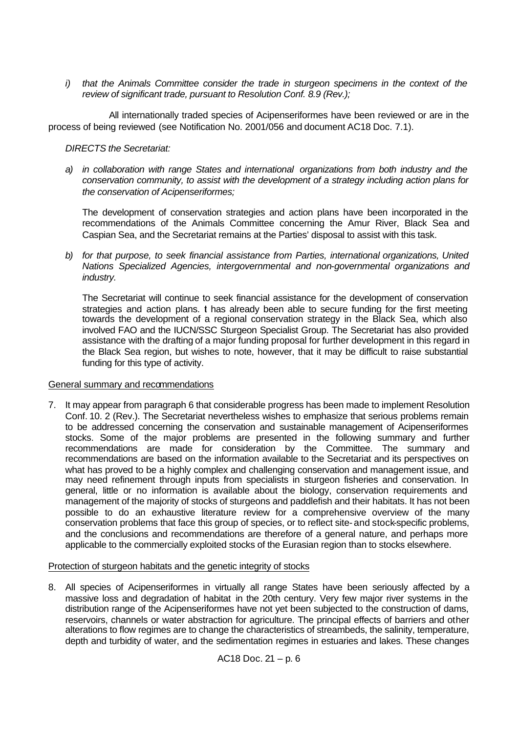*i) that the Animals Committee consider the trade in sturgeon specimens in the context of the review of significant trade, pursuant to Resolution Conf. 8.9 (Rev.);*

All internationally traded species of Acipenseriformes have been reviewed or are in the process of being reviewed (see Notification No. 2001/056 and document AC18 Doc. 7.1).

*DIRECTS the Secretariat:*

*a) in collaboration with range States and international organizations from both industry and the conservation community, to assist with the development of a strategy including action plans for the conservation of Acipenseriformes;*

The development of conservation strategies and action plans have been incorporated in the recommendations of the Animals Committee concerning the Amur River, Black Sea and Caspian Sea, and the Secretariat remains at the Parties' disposal to assist with this task.

*b) for that purpose, to seek financial assistance from Parties, international organizations, United Nations Specialized Agencies, intergovernmental and non-governmental organizations and industry.*

The Secretariat will continue to seek financial assistance for the development of conservation strategies and action plans. It has already been able to secure funding for the first meeting towards the development of a regional conservation strategy in the Black Sea, which also involved FAO and the IUCN/SSC Sturgeon Specialist Group. The Secretariat has also provided assistance with the drafting of a major funding proposal for further development in this regard in the Black Sea region, but wishes to note, however, that it may be difficult to raise substantial funding for this type of activity.

General summary and recommendations

7. It may appear from paragraph 6 that considerable progress has been made to implement Resolution Conf. 10. 2 (Rev.). The Secretariat nevertheless wishes to emphasize that serious problems remain to be addressed concerning the conservation and sustainable management of Acipenseriformes stocks. Some of the major problems are presented in the following summary and further recommendations are made for consideration by the Committee. The summary and recommendations are based on the information available to the Secretariat and its perspectives on what has proved to be a highly complex and challenging conservation and management issue, and may need refinement through inputs from specialists in sturgeon fisheries and conservation. In general, little or no information is available about the biology, conservation requirements and management of the majority of stocks of sturgeons and paddlefish and their habitats. It has not been possible to do an exhaustive literature review for a comprehensive overview of the many conservation problems that face this group of species, or to reflect site- and stock-specific problems, and the conclusions and recommendations are therefore of a general nature, and perhaps more applicable to the commercially exploited stocks of the Eurasian region than to stocks elsewhere.

Protection of sturgeon habitats and the genetic integrity of stocks

8. All species of Acipenseriformes in virtually all range States have been seriously affected by a massive loss and degradation of habitat in the 20th century. Very few major river systems in the distribution range of the Acipenseriformes have not yet been subjected to the construction of dams, reservoirs, channels or water abstraction for agriculture. The principal effects of barriers and other alterations to flow regimes are to change the characteristics of streambeds, the salinity, temperature, depth and turbidity of water, and the sedimentation regimes in estuaries and lakes. These changes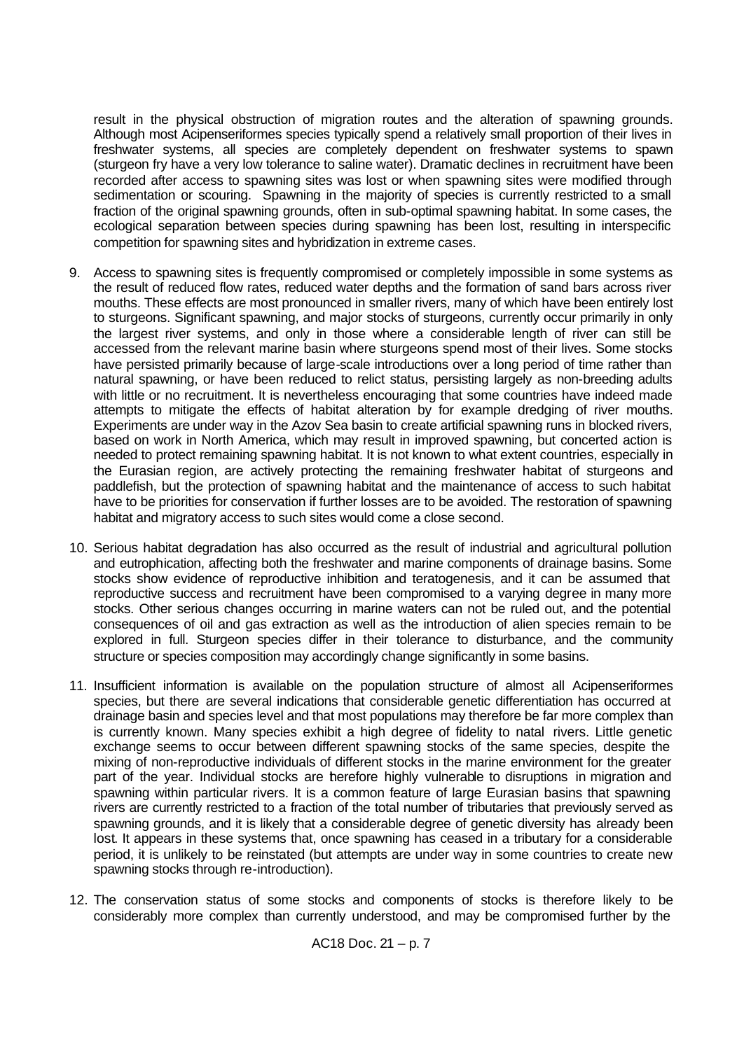result in the physical obstruction of migration routes and the alteration of spawning grounds. Although most Acipenseriformes species typically spend a relatively small proportion of their lives in freshwater systems, all species are completely dependent on freshwater systems to spawn (sturgeon fry have a very low tolerance to saline water). Dramatic declines in recruitment have been recorded after access to spawning sites was lost or when spawning sites were modified through sedimentation or scouring. Spawning in the majority of species is currently restricted to a small fraction of the original spawning grounds, often in sub-optimal spawning habitat. In some cases, the ecological separation between species during spawning has been lost, resulting in interspecific competition for spawning sites and hybridization in extreme cases.

9. Access to spawning sites is frequently compromised or completely impossible in some systems as the result of reduced flow rates, reduced water depths and the formation of sand bars across river mouths. These effects are most pronounced in smaller rivers, many of which have been entirely lost to sturgeons. Significant spawning, and major stocks of sturgeons, currently occur primarily in only the largest river systems, and only in those where a considerable length of river can still be accessed from the relevant marine basin where sturgeons spend most of their lives. Some stocks have persisted primarily because of large-scale introductions over a long period of time rather than natural spawning, or have been reduced to relict status, persisting largely as non-breeding adults with little or no recruitment. It is nevertheless encouraging that some countries have indeed made attempts to mitigate the effects of habitat alteration by for example dredging of river mouths. Experiments are under way in the Azov Sea basin to create artificial spawning runs in blocked rivers, based on work in North America, which may result in improved spawning, but concerted action is needed to protect remaining spawning habitat. It is not known to what extent countries, especially in the Eurasian region, are actively protecting the remaining freshwater habitat of sturgeons and paddlefish, but the protection of spawning habitat and the maintenance of access to such habitat have to be priorities for conservation if further losses are to be avoided. The restoration of spawning habitat and migratory access to such sites would come a close second.

10. Serious habitat degradation has also occurred as the result of industrial and agricultural pollution and eutrophication, affecting both the freshwater and marine components of drainage basins. Some stocks show evidence of reproductive inhibition and teratogenesis, and it can be assumed that reproductive success and recruitment have been compromised to a varying degree in many more stocks. Other serious changes occurring in marine waters can not be ruled out, and the potential consequences of oil and gas extraction as well as the introduction of alien species remain to be explored in full. Sturgeon species differ in their tolerance to disturbance, and the community structure or species composition may accordingly change significantly in some basins.

11. Insufficient information is available on the population structure of almost all Acipenseriformes species, but there are several indications that considerable genetic differentiation has occurred at drainage basin and species level and that most populations may therefore be far more complex than is currently known. Many species exhibit a high degree of fidelity to natal rivers. Little genetic exchange seems to occur between different spawning stocks of the same species, despite the mixing of non-reproductive individuals of different stocks in the marine environment for the greater part of the year. Individual stocks are therefore highly vulnerable to disruptions in migration and spawning within particular rivers. It is a common feature of large Eurasian basins that spawning rivers are currently restricted to a fraction of the total number of tributaries that previously served as spawning grounds, and it is likely that a considerable degree of genetic diversity has already been lost. It appears in these systems that, once spawning has ceased in a tributary for a considerable period, it is unlikely to be reinstated (but attempts are under way in some countries to create new spawning stocks through re-introduction).

12. The conservation status of some stocks and components of stocks is therefore likely to be considerably more complex than currently understood, and may be compromised further by the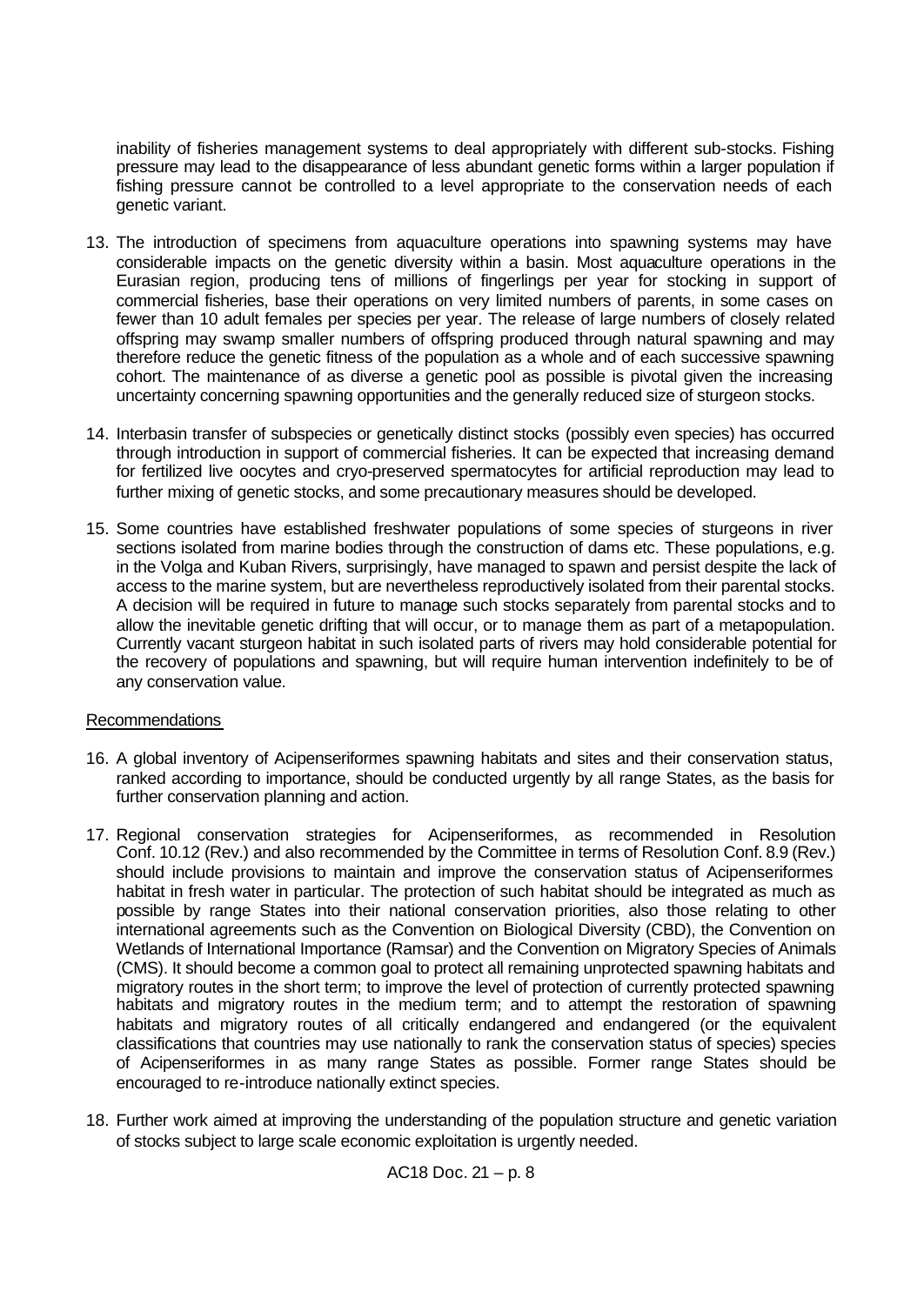inability of fisheries management systems to deal appropriately with different sub-stocks. Fishing pressure may lead to the disappearance of less abundant genetic forms within a larger population if fishing pressure cannot be controlled to a level appropriate to the conservation needs of each genetic variant.

13. The introduction of specimens from aquaculture operations into spawning systems may have considerable impacts on the genetic diversity within a basin. Most aquaculture operations in the Eurasian region, producing tens of millions of fingerlings per year for stocking in support of commercial fisheries, base their operations on very limited numbers of parents, in some cases on fewer than 10 adult females per species per year. The release of large numbers of closely related offspring may swamp smaller numbers of offspring produced through natural spawning and may therefore reduce the genetic fitness of the population as a whole and of each successive spawning cohort. The maintenance of as diverse a genetic pool as possible is pivotal given the increasing uncertainty concerning spawning opportunities and the generally reduced size of sturgeon stocks.

14. Interbasin transfer of subspecies or genetically distinct stocks (possibly even species) has occurred through introduction in support of commercial fisheries. It can be expected that increasing demand for fertilized live oocytes and cryo-preserved spermatocytes for artificial reproduction may lead to further mixing of genetic stocks, and some precautionary measures should be developed.

15. Some countries have established freshwater populations of some species of sturgeons in river sections isolated from marine bodies through the construction of dams etc. These populations, e.g. in the Volga and Kuban Rivers, surprisingly, have managed to spawn and persist despite the lack of access to the marine system, but are nevertheless reproductively isolated from their parental stocks. A decision will be required in future to manage such stocks separately from parental stocks and to allow the inevitable genetic drifting that will occur, or to manage them as part of a metapopulation. Currently vacant sturgeon habitat in such isolated parts of rivers may hold considerable potential for the recovery of populations and spawning, but will require human intervention indefinitely to be of any conservation value.

Recommendations

16. A global inventory of Acipenseriformes spawning habitats and sites and their conservation status, ranked according to importance, should be conducted urgently by all range States, as the basis for further conservation planning and action.

17. Regional conservation strategies for Acipenseriformes, as recommended in Resolution Conf. 10.12 (Rev.) and also recommended by the Committee in terms of Resolution Conf. 8.9 (Rev.) should include provisions to maintain and improve the conservation status of Acipenseriformes habitat in fresh water in particular. The protection of such habitat should be integrated as much as possible by range States into their national conservation priorities, also those relating to other international agreements such as the Convention on Biological Diversity (CBD), the Convention on Wetlands of International Importance (Ramsar) and the Convention on Migratory Species of Animals (CMS). It should become a common goal to protect all remaining unprotected spawning habitats and migratory routes in the short term; to improve the level of protection of currently protected spawning habitats and migratory routes in the medium term; and to attempt the restoration of spawning habitats and migratory routes of all critically endangered and endangered (or the equivalent classifications that countries may use nationally to rank the conservation status of species) species of Acipenseriformes in as many range States as possible. Former range States should be encouraged to re-introduce nationally extinct species.

18. Further work aimed at improving the understanding of the population structure and genetic variation of stocks subject to large scale economic exploitation is urgently needed.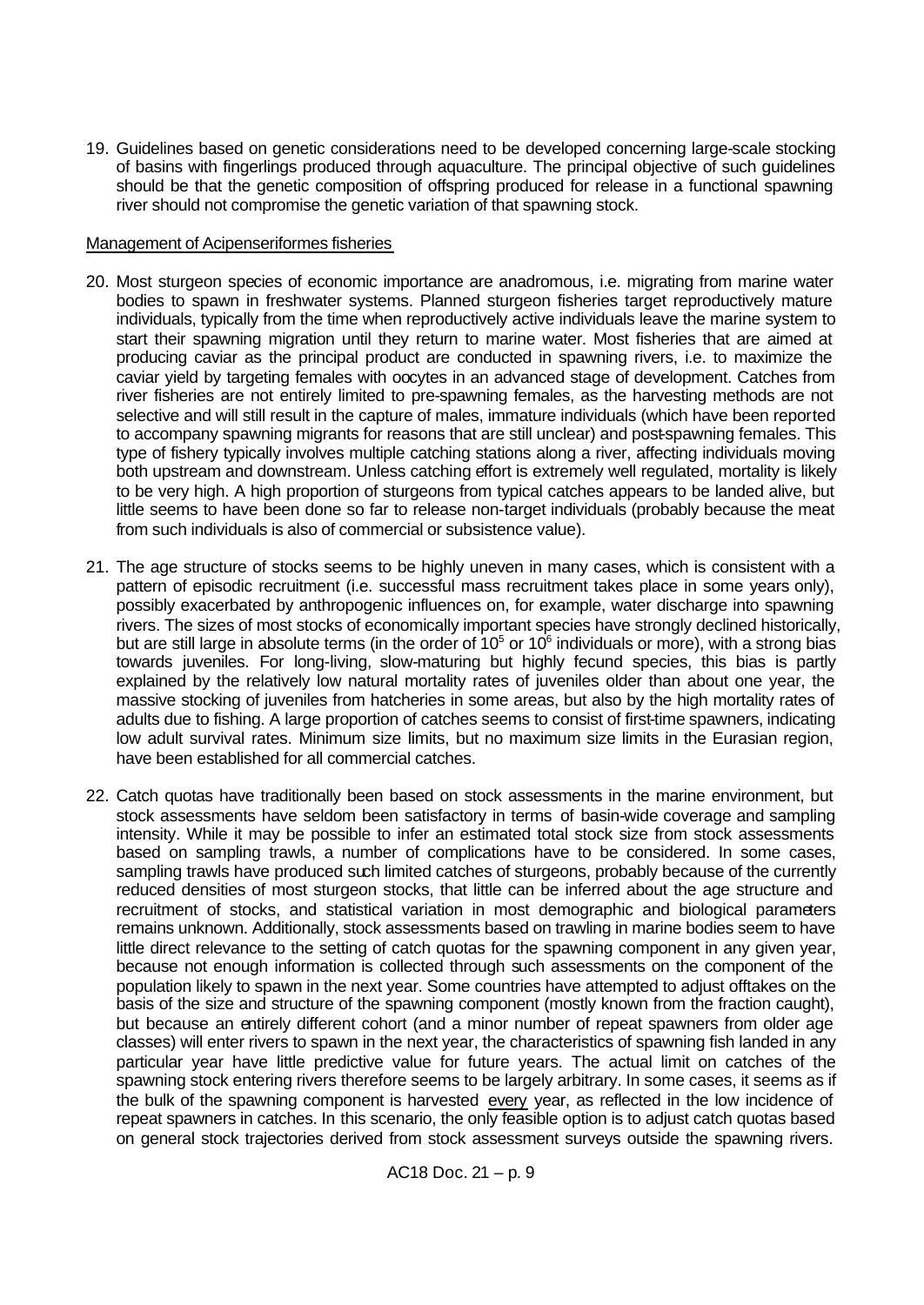19. Guidelines based on genetic considerations need to be developed concerning large-scale stocking of basins with fingerlings produced through aquaculture. The principal objective of such guidelines should be that the genetic composition of offspring produced for release in a functional spawning river should not compromise the genetic variation of that spawning stock.

Management of Acipenseriformes fisheries

20. Most sturgeon species of economic importance are anadromous, i.e. migrating from marine water bodies to spawn in freshwater systems. Planned sturgeon fisheries target reproductively mature individuals, typically from the time when reproductively active individuals leave the marine system to start their spawning migration until they return to marine water. Most fisheries that are aimed at producing caviar as the principal product are conducted in spawning rivers, i.e. to maximize the caviar yield by targeting females with oocytes in an advanced stage of development. Catches from river fisheries are not entirely limited to pre-spawning females, as the harvesting methods are not selective and will still result in the capture of males, immature individuals (which have been reported to accompany spawning migrants for reasons that are still unclear) and post-spawning females. This type of fishery typically involves multiple catching stations along a river, affecting individuals moving both upstream and downstream. Unless catching effort is extremely well regulated, mortality is likely to be very high. A high proportion of sturgeons from typical catches appears to be landed alive, but little seems to have been done so far to release non-target individuals (probably because the meat from such individuals is also of commercial or subsistence value).

21. The age structure of stocks seems to be highly uneven in many cases, which is consistent with a pattern of episodic recruitment (i.e. successful mass recruitment takes place in some years only), possibly exacerbated by anthropogenic influences on, for example, water discharge into spawning rivers. The sizes of most stocks of economically important species have strongly declined historically, but are still large in absolute terms (in the order of $10^5$ or $10^6$ individuals or more), with a strong bias towards juveniles. For long-living, slow-maturing but highly fecund species, this bias is partly explained by the relatively low natural mortality rates of juveniles older than about one year, the massive stocking of juveniles from hatcheries in some areas, but also by the high mortality rates of adults due to fishing. A large proportion of catches seems to consist of first-time spawners, indicating low adult survival rates. Minimum size limits, but no maximum size limits in the Eurasian region, have been established for all commercial catches.

22. Catch quotas have traditionally been based on stock assessments in the marine environment, but stock assessments have seldom been satisfactory in terms of basin-wide coverage and sampling intensity. While it may be possible to infer an estimated total stock size from stock assessments based on sampling trawls, a number of complications have to be considered. In some cases, sampling trawls have produced such limited catches of sturgeons, probably because of the currently reduced densities of most sturgeon stocks, that little can be inferred about the age structure and recruitment of stocks, and statistical variation in most demographic and biological parameters remains unknown. Additionally, stock assessments based on trawling in marine bodies seem to have little direct relevance to the setting of catch quotas for the spawning component in any given year, because not enough information is collected through such assessments on the component of the population likely to spawn in the next year. Some countries have attempted to adjust offtakes on the basis of the size and structure of the spawning component (mostly known from the fraction caught), but because an entirely different cohort (and a minor number of repeat spawners from older age classes) will enter rivers to spawn in the next year, the characteristics of spawning fish landed in any particular year have little predictive value for future years. The actual limit on catches of the spawning stock entering rivers therefore seems to be largely arbitrary. In some cases, it seems as if the bulk of the spawning component is harvested every year, as reflected in the low incidence of repeat spawners in catches. In this scenario, the only feasible option is to adjust catch quotas based on general stock trajectories derived from stock assessment surveys outside the spawning rivers.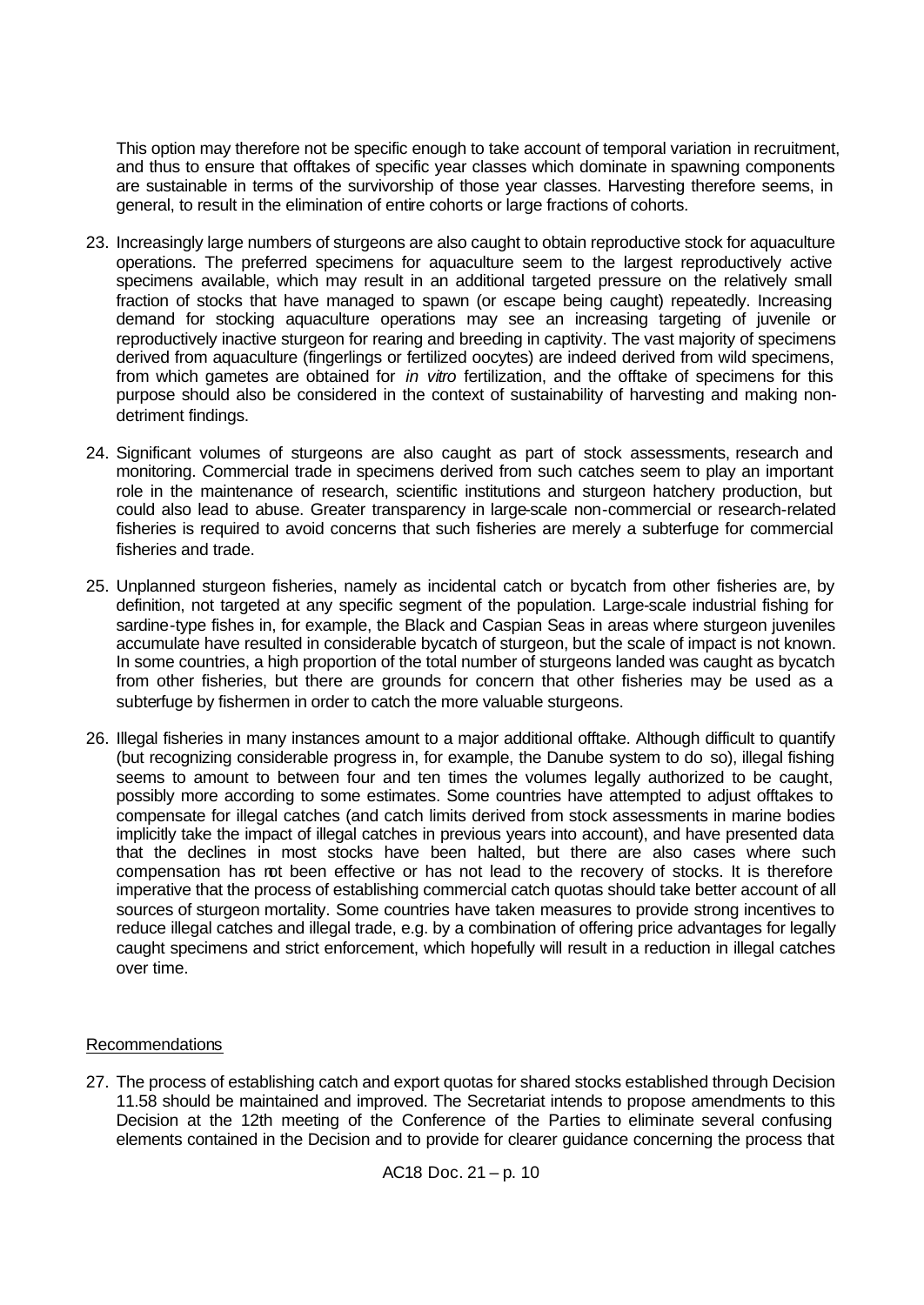This option may therefore not be specific enough to take account of temporal variation in recruitment, and thus to ensure that offtakes of specific year classes which dominate in spawning components are sustainable in terms of the survivorship of those year classes. Harvesting therefore seems, in general, to result in the elimination of entire cohorts or large fractions of cohorts.

23. Increasingly large numbers of sturgeons are also caught to obtain reproductive stock for aquaculture operations. The preferred specimens for aquaculture seem to the largest reproductively active specimens available, which may result in an additional targeted pressure on the relatively small fraction of stocks that have managed to spawn (or escape being caught) repeatedly. Increasing demand for stocking aquaculture operations may see an increasing targeting of juvenile or reproductively inactive sturgeon for rearing and breeding in captivity. The vast majority of specimens derived from aquaculture (fingerlings or fertilized oocytes) are indeed derived from wild specimens, from which gametes are obtained for *in vitro* fertilization, and the offtake of specimens for this purpose should also be considered in the context of sustainability of harvesting and making non-detriment findings.

24. Significant volumes of sturgeons are also caught as part of stock assessments, research and monitoring. Commercial trade in specimens derived from such catches seem to play an important role in the maintenance of research, scientific institutions and sturgeon hatchery production, but could also lead to abuse. Greater transparency in large-scale non-commercial or research-related fisheries is required to avoid concerns that such fisheries are merely a subterfuge for commercial fisheries and trade.

25. Unplanned sturgeon fisheries, namely as incidental catch or bycatch from other fisheries are, by definition, not targeted at any specific segment of the population. Large-scale industrial fishing for sardine-type fishes in, for example, the Black and Caspian Seas in areas where sturgeon juveniles accumulate have resulted in considerable bycatch of sturgeon, but the scale of impact is not known. In some countries, a high proportion of the total number of sturgeons landed was caught as bycatch from other fisheries, but there are grounds for concern that other fisheries may be used as a subterfuge by fishermen in order to catch the more valuable sturgeons.

26. Illegal fisheries in many instances amount to a major additional offtake. Although difficult to quantify (but recognizing considerable progress in, for example, the Danube system to do so), illegal fishing seems to amount to between four and ten times the volumes legally authorized to be caught, possibly more according to some estimates. Some countries have attempted to adjust offtakes to compensate for illegal catches (and catch limits derived from stock assessments in marine bodies implicitly take the impact of illegal catches in previous years into account), and have presented data that the declines in most stocks have been halted, but there are also cases where such compensation has not been effective or has not lead to the recovery of stocks. It is therefore imperative that the process of establishing commercial catch quotas should take better account of all sources of sturgeon mortality. Some countries have taken measures to provide strong incentives to reduce illegal catches and illegal trade, e.g. by a combination of offering price advantages for legally caught specimens and strict enforcement, which hopefully will result in a reduction in illegal catches over time.

Recommendations

27. The process of establishing catch and export quotas for shared stocks established through Decision 11.58 should be maintained and improved. The Secretariat intends to propose amendments to this Decision at the 12th meeting of the Conference of the Parties to eliminate several confusing elements contained in the Decision and to provide for clearer guidance concerning the process that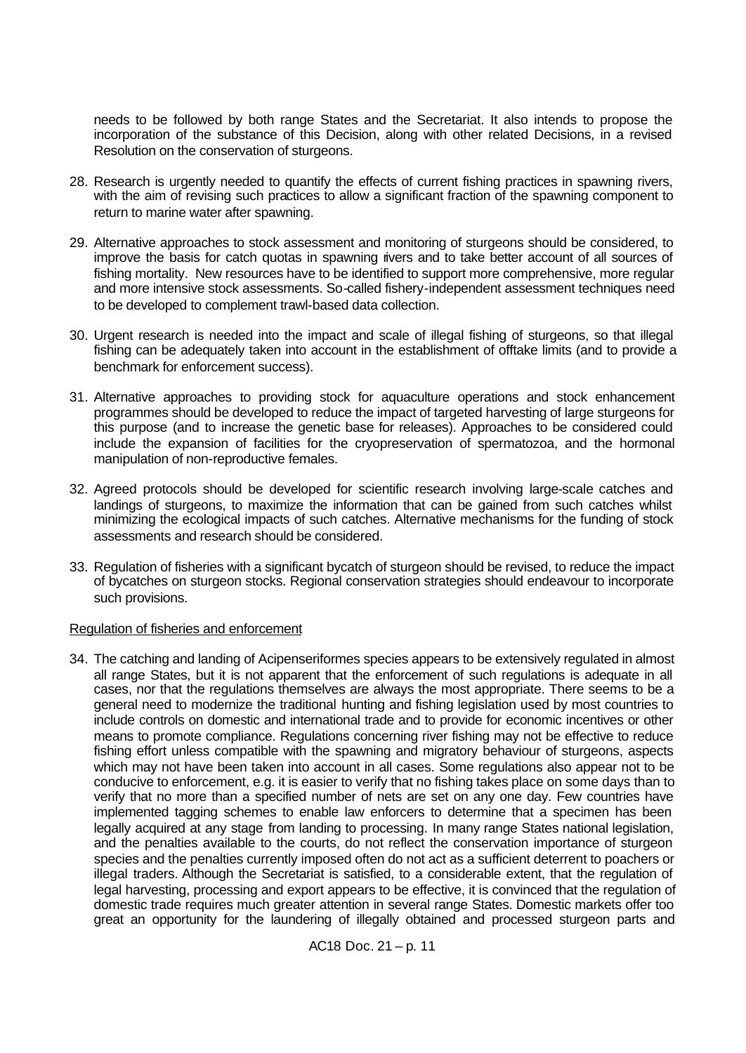needs to be followed by both range States and the Secretariat. It also intends to propose the incorporation of the substance of this Decision, along with other related Decisions, in a revised Resolution on the conservation of sturgeons.

28. Research is urgently needed to quantify the effects of current fishing practices in spawning rivers, with the aim of revising such practices to allow a significant fraction of the spawning component to return to marine water after spawning.

29. Alternative approaches to stock assessment and monitoring of sturgeons should be considered, to improve the basis for catch quotas in spawning rivers and to take better account of all sources of fishing mortality. New resources have to be identified to support more comprehensive, more regular and more intensive stock assessments. So-called fishery-independent assessment techniques need to be developed to complement trawl-based data collection.

30. Urgent research is needed into the impact and scale of illegal fishing of sturgeons, so that illegal fishing can be adequately taken into account in the establishment of offtake limits (and to provide a benchmark for enforcement success).

31. Alternative approaches to providing stock for aquaculture operations and stock enhancement programmes should be developed to reduce the impact of targeted harvesting of large sturgeons for this purpose (and to increase the genetic base for releases). Approaches to be considered could include the expansion of facilities for the cryopreservation of spermatozoa, and the hormonal manipulation of non-reproductive females.

32. Agreed protocols should be developed for scientific research involving large-scale catches and landings of sturgeons, to maximize the information that can be gained from such catches whilst minimizing the ecological impacts of such catches. Alternative mechanisms for the funding of stock assessments and research should be considered.

33. Regulation of fisheries with a significant bycatch of sturgeon should be revised, to reduce the impact of bycatches on sturgeon stocks. Regional conservation strategies should endeavour to incorporate such provisions.

Regulation of fisheries and enforcement

34. The catching and landing of Acipenseriformes species appears to be extensively regulated in almost all range States, but it is not apparent that the enforcement of such regulations is adequate in all cases, nor that the regulations themselves are always the most appropriate. There seems to be a general need to modernize the traditional hunting and fishing legislation used by most countries to include controls on domestic and international trade and to provide for economic incentives or other means to promote compliance. Regulations concerning river fishing may not be effective to reduce fishing effort unless compatible with the spawning and migratory behaviour of sturgeons, aspects which may not have been taken into account in all cases. Some regulations also appear not to be conducive to enforcement, e.g. it is easier to verify that no fishing takes place on some days than to verify that no more than a specified number of nets are set on any one day. Few countries have implemented tagging schemes to enable law enforcers to determine that a specimen has been legally acquired at any stage from landing to processing. In many range States national legislation, and the penalties available to the courts, do not reflect the conservation importance of sturgeon species and the penalties currently imposed often do not act as a sufficient deterrent to poachers or illegal traders. Although the Secretariat is satisfied, to a considerable extent, that the regulation of legal harvesting, processing and export appears to be effective, it is convinced that the regulation of domestic trade requires much greater attention in several range States. Domestic markets offer too great an opportunity for the laundering of illegally obtained and processed sturgeon parts and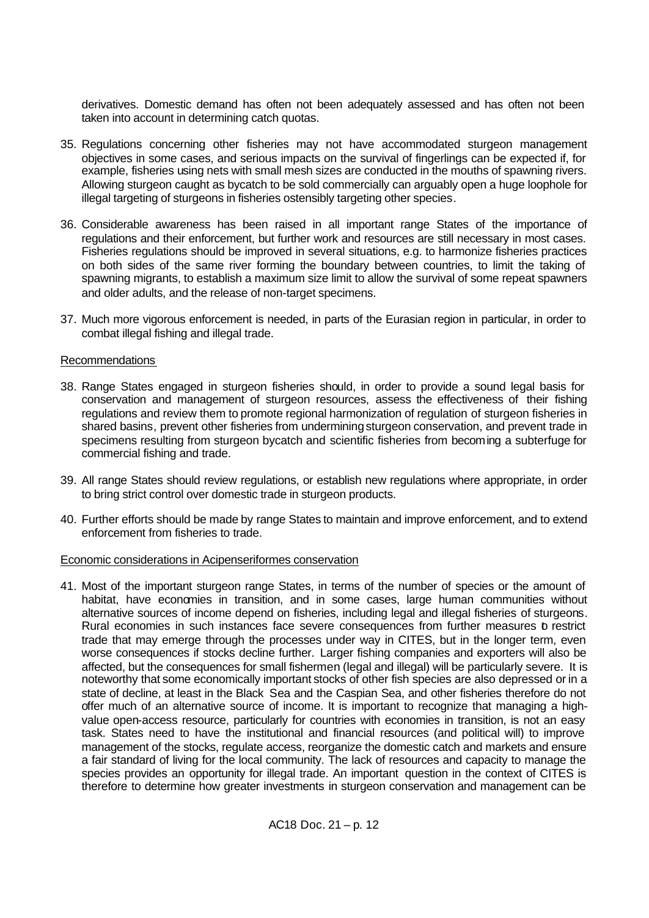derivatives. Domestic demand has often not been adequately assessed and has often not been taken into account in determining catch quotas.

35. Regulations concerning other fisheries may not have accommodated sturgeon management objectives in some cases, and serious impacts on the survival of fingerlings can be expected if, for example, fisheries using nets with small mesh sizes are conducted in the mouths of spawning rivers. Allowing sturgeon caught as bycatch to be sold commercially can arguably open a huge loophole for illegal targeting of sturgeons in fisheries ostensibly targeting other species.

36. Considerable awareness has been raised in all important range States of the importance of regulations and their enforcement, but further work and resources are still necessary in most cases. Fisheries regulations should be improved in several situations, e.g. to harmonize fisheries practices on both sides of the same river forming the boundary between countries, to limit the taking of spawning migrants, to establish a maximum size limit to allow the survival of some repeat spawners and older adults, and the release of non-target specimens.

37. Much more vigorous enforcement is needed, in parts of the Eurasian region in particular, in order to combat illegal fishing and illegal trade.

Recommendations

38. Range States engaged in sturgeon fisheries should, in order to provide a sound legal basis for conservation and management of sturgeon resources, assess the effectiveness of their fishing regulations and review them to promote regional harmonization of regulation of sturgeon fisheries in shared basins, prevent other fisheries from undermining sturgeon conservation, and prevent trade in specimens resulting from sturgeon bycatch and scientific fisheries from becoming a subterfuge for commercial fishing and trade.

39. All range States should review regulations, or establish new regulations where appropriate, in order to bring strict control over domestic trade in sturgeon products.

40. Further efforts should be made by range States to maintain and improve enforcement, and to extend enforcement from fisheries to trade.

Economic considerations in Acipenseriformes conservation

41. Most of the important sturgeon range States, in terms of the number of species or the amount of habitat, have economies in transition, and in some cases, large human communities without alternative sources of income depend on fisheries, including legal and illegal fisheries of sturgeons. Rural economies in such instances face severe consequences from further measures to restrict trade that may emerge through the processes under way in CITES, but in the longer term, even worse consequences if stocks decline further. Larger fishing companies and exporters will also be affected, but the consequences for small fishermen (legal and illegal) will be particularly severe. It is noteworthy that some economically important stocks of other fish species are also depressed or in a state of decline, at least in the Black Sea and the Caspian Sea, and other fisheries therefore do not offer much of an alternative source of income. It is important to recognize that managing a high-value open-access resource, particularly for countries with economies in transition, is not an easy task. States need to have the institutional and financial resources (and political will) to improve management of the stocks, regulate access, reorganize the domestic catch and markets and ensure a fair standard of living for the local community. The lack of resources and capacity to manage the species provides an opportunity for illegal trade. An important question in the context of CITES is therefore to determine how greater investments in sturgeon conservation and management can be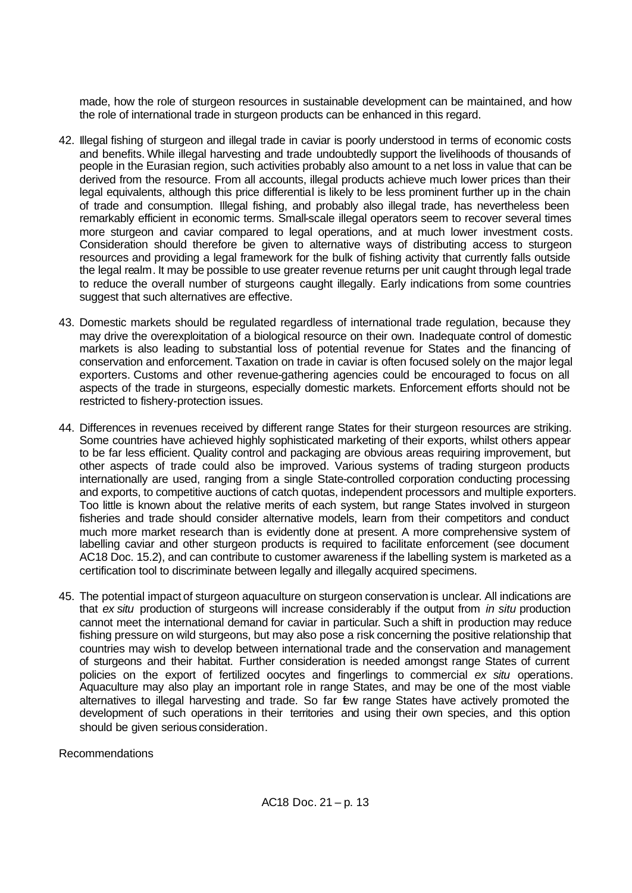made, how the role of sturgeon resources in sustainable development can be maintained, and how the role of international trade in sturgeon products can be enhanced in this regard.

42. Illegal fishing of sturgeon and illegal trade in caviar is poorly understood in terms of economic costs and benefits. While illegal harvesting and trade undoubtedly support the livelihoods of thousands of people in the Eurasian region, such activities probably also amount to a net loss in value that can be derived from the resource. From all accounts, illegal products achieve much lower prices than their legal equivalents, although this price differential is likely to be less prominent further up in the chain of trade and consumption. Illegal fishing, and probably also illegal trade, has nevertheless been remarkably efficient in economic terms. Small-scale illegal operators seem to recover several times more sturgeon and caviar compared to legal operations, and at much lower investment costs. Consideration should therefore be given to alternative ways of distributing access to sturgeon resources and providing a legal framework for the bulk of fishing activity that currently falls outside the legal realm. It may be possible to use greater revenue returns per unit caught through legal trade to reduce the overall number of sturgeons caught illegally. Early indications from some countries suggest that such alternatives are effective.

43. Domestic markets should be regulated regardless of international trade regulation, because they may drive the overexploitation of a biological resource on their own. Inadequate control of domestic markets is also leading to substantial loss of potential revenue for States and the financing of conservation and enforcement. Taxation on trade in caviar is often focused solely on the major legal exporters. Customs and other revenue-gathering agencies could be encouraged to focus on all aspects of the trade in sturgeons, especially domestic markets. Enforcement efforts should not be restricted to fishery-protection issues.

44. Differences in revenues received by different range States for their sturgeon resources are striking. Some countries have achieved highly sophisticated marketing of their exports, whilst others appear to be far less efficient. Quality control and packaging are obvious areas requiring improvement, but other aspects of trade could also be improved. Various systems of trading sturgeon products internationally are used, ranging from a single State-controlled corporation conducting processing and exports, to competitive auctions of catch quotas, independent processors and multiple exporters. Too little is known about the relative merits of each system, but range States involved in sturgeon fisheries and trade should consider alternative models, learn from their competitors and conduct much more market research than is evidently done at present. A more comprehensive system of labelling caviar and other sturgeon products is required to facilitate enforcement (see document AC18 Doc. 15.2), and can contribute to customer awareness if the labelling system is marketed as a certification tool to discriminate between legally and illegally acquired specimens.

45. The potential impact of sturgeon aquaculture on sturgeon conservation is unclear. All indications are that *ex situ* production of sturgeons will increase considerably if the output from *in situ* production cannot meet the international demand for caviar in particular. Such a shift in production may reduce fishing pressure on wild sturgeons, but may also pose a risk concerning the positive relationship that countries may wish to develop between international trade and the conservation and management of sturgeons and their habitat. Further consideration is needed amongst range States of current policies on the export of fertilized oocytes and fingerlings to commercial *ex situ* operations. Aquaculture may also play an important role in range States, and may be one of the most viable alternatives to illegal harvesting and trade. So far few range States have actively promoted the development of such operations in their territories and using their own species, and this option should be given serious consideration.

Recommendations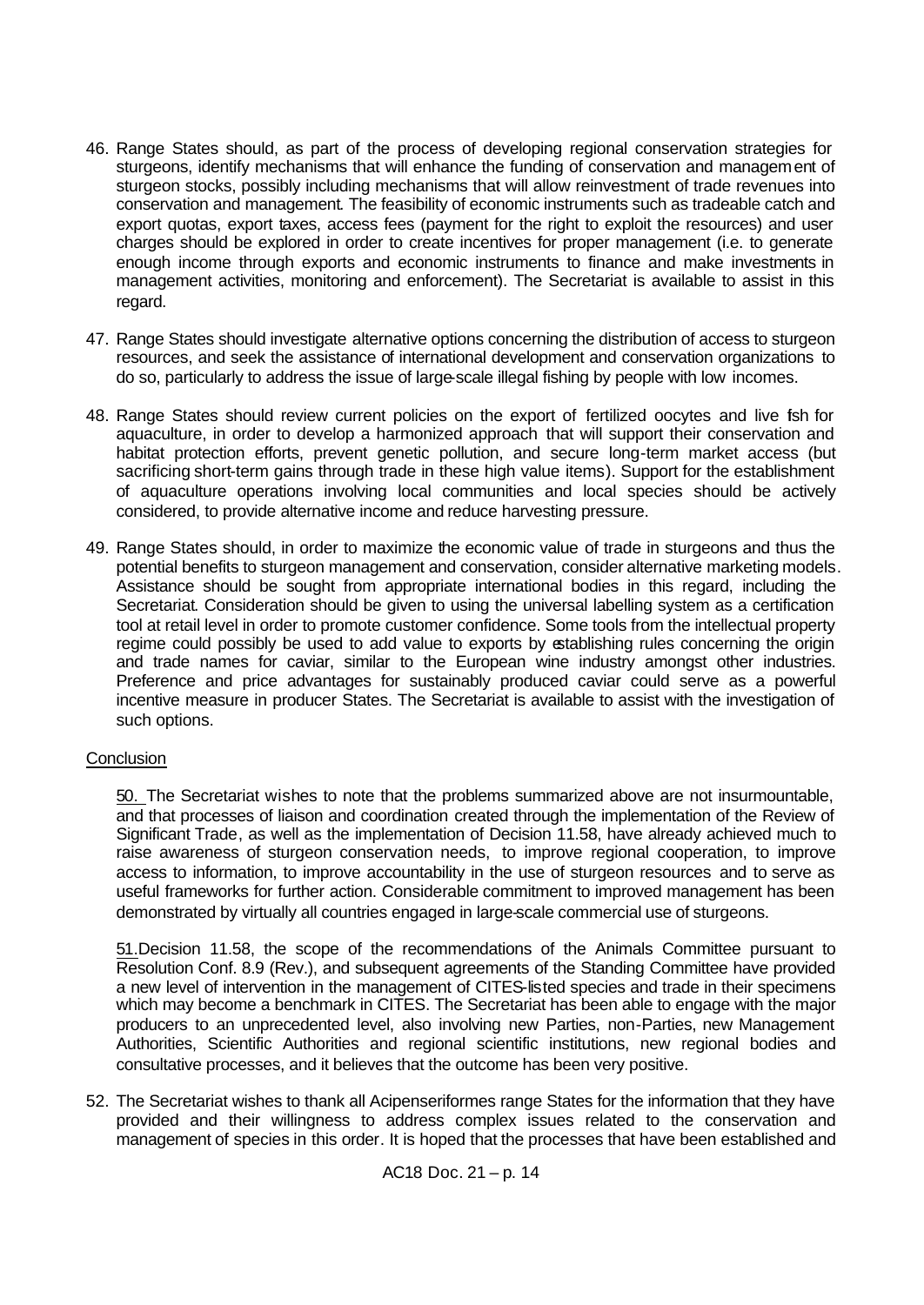46. Range States should, as part of the process of developing regional conservation strategies for sturgeons, identify mechanisms that will enhance the funding of conservation and management of sturgeon stocks, possibly including mechanisms that will allow reinvestment of trade revenues into conservation and management. The feasibility of economic instruments such as tradeable catch and export quotas, export taxes, access fees (payment for the right to exploit the resources) and user charges should be explored in order to create incentives for proper management (i.e. to generate enough income through exports and economic instruments to finance and make investments in management activities, monitoring and enforcement). The Secretariat is available to assist in this regard.

47. Range States should investigate alternative options concerning the distribution of access to sturgeon resources, and seek the assistance of international development and conservation organizations to do so, particularly to address the issue of large-scale illegal fishing by people with low incomes.

48. Range States should review current policies on the export of fertilized oocytes and live fish for aquaculture, in order to develop a harmonized approach that will support their conservation and habitat protection efforts, prevent genetic pollution, and secure long-term market access (but sacrificing short-term gains through trade in these high value items). Support for the establishment of aquaculture operations involving local communities and local species should be actively considered, to provide alternative income and reduce harvesting pressure.

49. Range States should, in order to maximize the economic value of trade in sturgeons and thus the potential benefits to sturgeon management and conservation, consider alternative marketing models. Assistance should be sought from appropriate international bodies in this regard, including the Secretariat. Consideration should be given to using the universal labelling system as a certification tool at retail level in order to promote customer confidence. Some tools from the intellectual property regime could possibly be used to add value to exports by establishing rules concerning the origin and trade names for caviar, similar to the European wine industry amongst other industries. Preference and price advantages for sustainably produced caviar could serve as a powerful incentive measure in producer States. The Secretariat is available to assist with the investigation of such options.

## Conclusion

50. The Secretariat wishes to note that the problems summarized above are not insurmountable, and that processes of liaison and coordination created through the implementation of the Review of Significant Trade, as well as the implementation of Decision 11.58, have already achieved much to raise awareness of sturgeon conservation needs, to improve regional cooperation, to improve access to information, to improve accountability in the use of sturgeon resources and to serve as useful frameworks for further action. Considerable commitment to improved management has been demonstrated by virtually all countries engaged in large-scale commercial use of sturgeons.

51. Decision 11.58, the scope of the recommendations of the Animals Committee pursuant to Resolution Conf. 8.9 (Rev.), and subsequent agreements of the Standing Committee have provided a new level of intervention in the management of CITES-listed species and trade in their specimens which may become a benchmark in CITES. The Secretariat has been able to engage with the major producers to an unprecedented level, also involving new Parties, non-Parties, new Management Authorities, Scientific Authorities and regional scientific institutions, new regional bodies and consultative processes, and it believes that the outcome has been very positive.

52. The Secretariat wishes to thank all Acipenseriformes range States for the information that they have provided and their willingness to address complex issues related to the conservation and management of species in this order. It is hoped that the processes that have been established and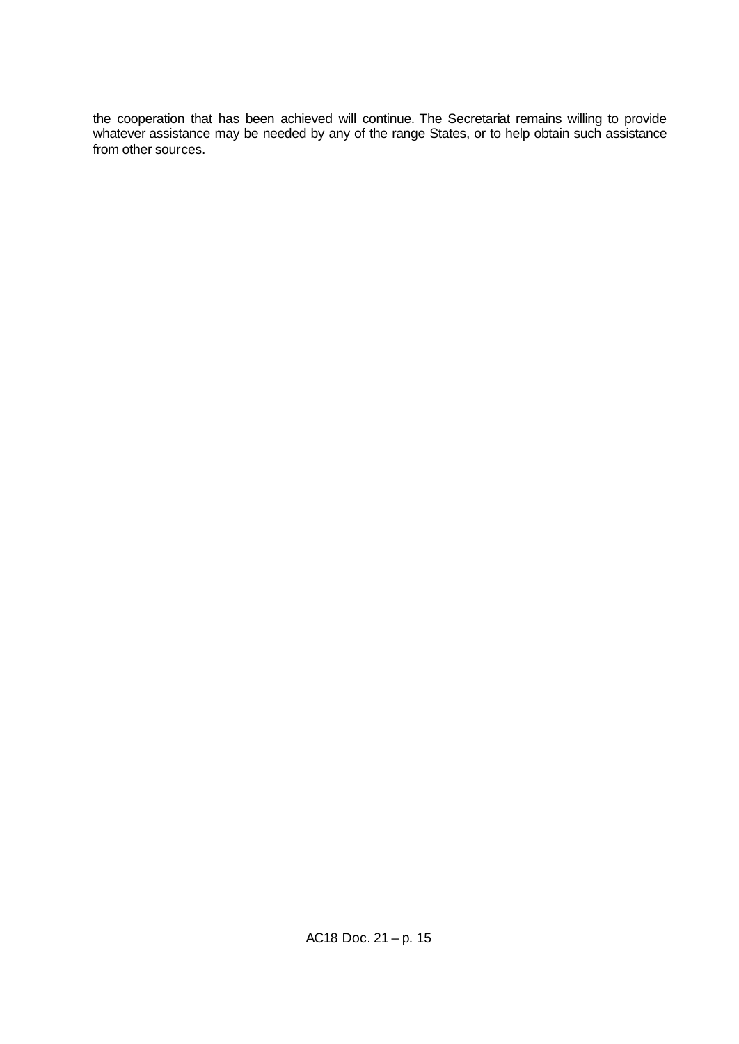the cooperation that has been achieved will continue. The Secretariat remains willing to provide whatever assistance may be needed by any of the range States, or to help obtain such assistance from other sources.